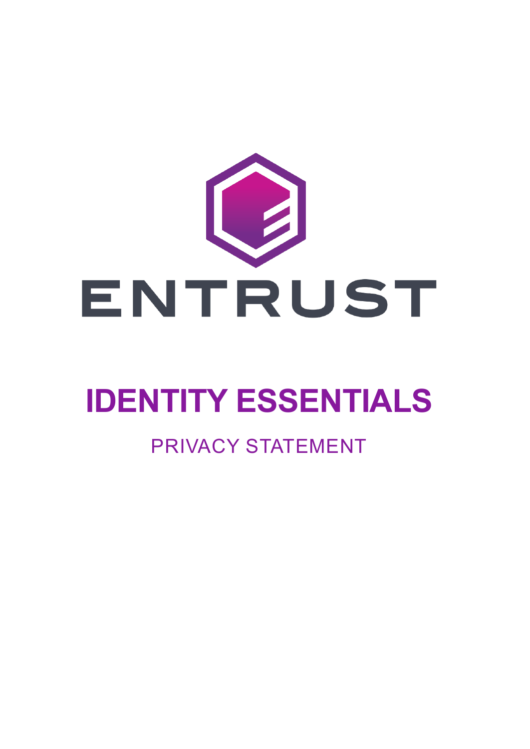ENTRUST

# IDENTITY ESSENTIALS

PRIVACY STATEMENT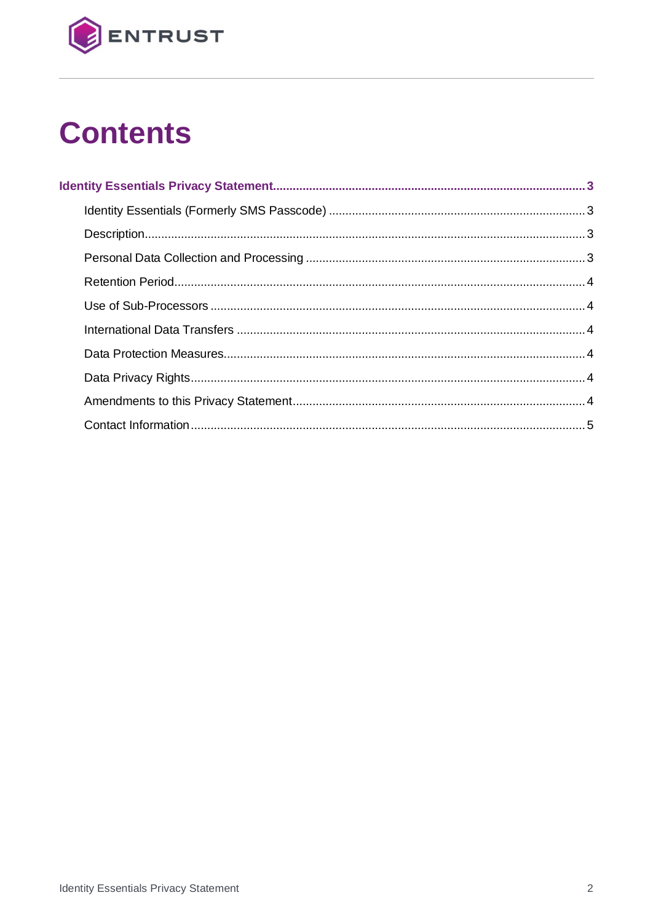# Contents

**Identity Essentials Privacy Statement** .......... **3**

- Identity Essentials (Formerly SMS Passcode) .......... 3
- Description .......... 3
- Personal Data Collection and Processing .......... 3
- Retention Period .......... 4
- Use of Sub-Processors .......... 4
- International Data Transfers .......... 4
- Data Protection Measures .......... 4
- Data Privacy Rights .......... 4
- Amendments to this Privacy Statement .......... 4
- Contact Information .......... 5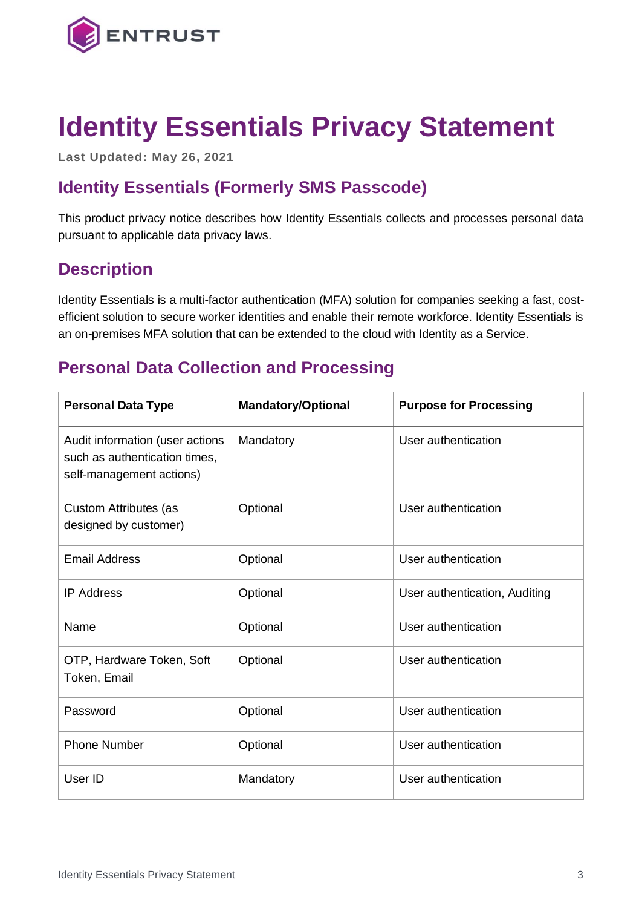# Identity Essentials Privacy Statement

**Last Updated: May 26, 2021**

## Identity Essentials (Formerly SMS Passcode)

This product privacy notice describes how Identity Essentials collects and processes personal data pursuant to applicable data privacy laws.

## Description

Identity Essentials is a multi-factor authentication (MFA) solution for companies seeking a fast, cost-efficient solution to secure worker identities and enable their remote workforce. Identity Essentials is an on-premises MFA solution that can be extended to the cloud with Identity as a Service.

## Personal Data Collection and Processing

| Personal Data Type | Mandatory/Optional | Purpose for Processing |
|---|---|---|
| Audit information (user actions such as authentication times, self-management actions) | Mandatory | User authentication |
| Custom Attributes (as designed by customer) | Optional | User authentication |
| Email Address | Optional | User authentication |
| IP Address | Optional | User authentication, Auditing |
| Name | Optional | User authentication |
| OTP, Hardware Token, Soft Token, Email | Optional | User authentication |
| Password | Optional | User authentication |
| Phone Number | Optional | User authentication |
| User ID | Mandatory | User authentication |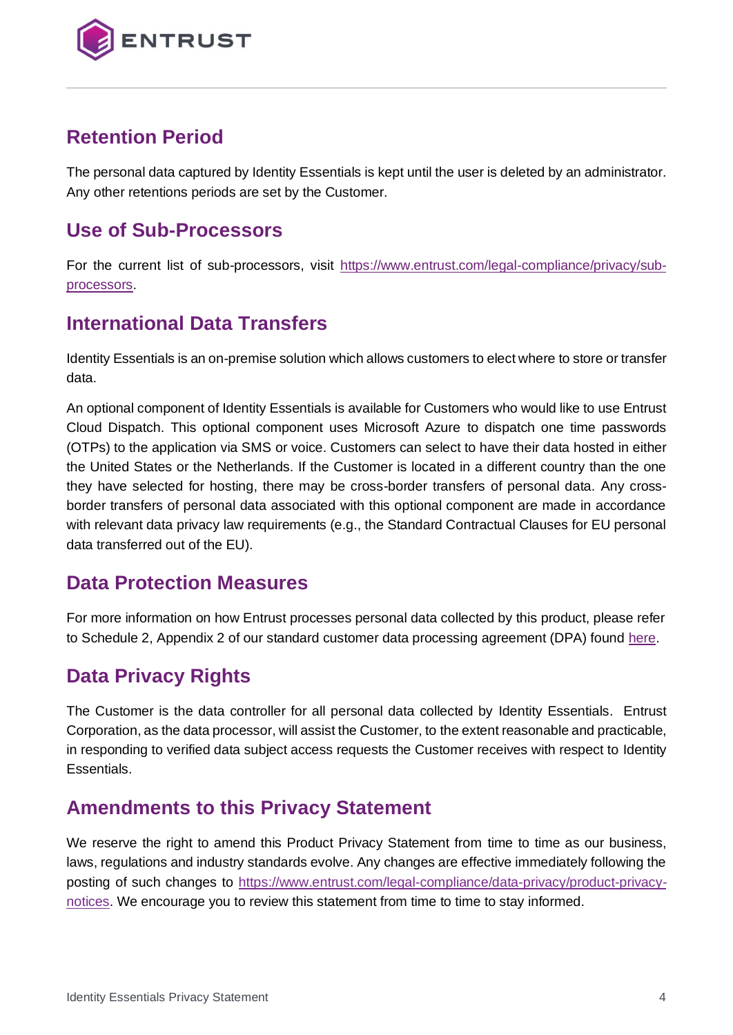## Retention Period

The personal data captured by Identity Essentials is kept until the user is deleted by an administrator. Any other retentions periods are set by the Customer.

## Use of Sub-Processors

For the current list of sub-processors, visit [https://www.entrust.com/legal-compliance/privacy/sub-processors](https://www.entrust.com/legal-compliance/privacy/sub-processors).

## International Data Transfers

Identity Essentials is an on-premise solution which allows customers to elect where to store or transfer data.

An optional component of Identity Essentials is available for Customers who would like to use Entrust Cloud Dispatch. This optional component uses Microsoft Azure to dispatch one time passwords (OTPs) to the application via SMS or voice. Customers can select to have their data hosted in either the United States or the Netherlands. If the Customer is located in a different country than the one they have selected for hosting, there may be cross-border transfers of personal data. Any cross-border transfers of personal data associated with this optional component are made in accordance with relevant data privacy law requirements (e.g., the Standard Contractual Clauses for EU personal data transferred out of the EU).

## Data Protection Measures

For more information on how Entrust processes personal data collected by this product, please refer to Schedule 2, Appendix 2 of our standard customer data processing agreement (DPA) found here.

## Data Privacy Rights

The Customer is the data controller for all personal data collected by Identity Essentials. Entrust Corporation, as the data processor, will assist the Customer, to the extent reasonable and practicable, in responding to verified data subject access requests the Customer receives with respect to Identity Essentials.

## Amendments to this Privacy Statement

We reserve the right to amend this Product Privacy Statement from time to time as our business, laws, regulations and industry standards evolve. Any changes are effective immediately following the posting of such changes to [https://www.entrust.com/legal-compliance/data-privacy/product-privacy-notices](https://www.entrust.com/legal-compliance/data-privacy/product-privacy-notices). We encourage you to review this statement from time to time to stay informed.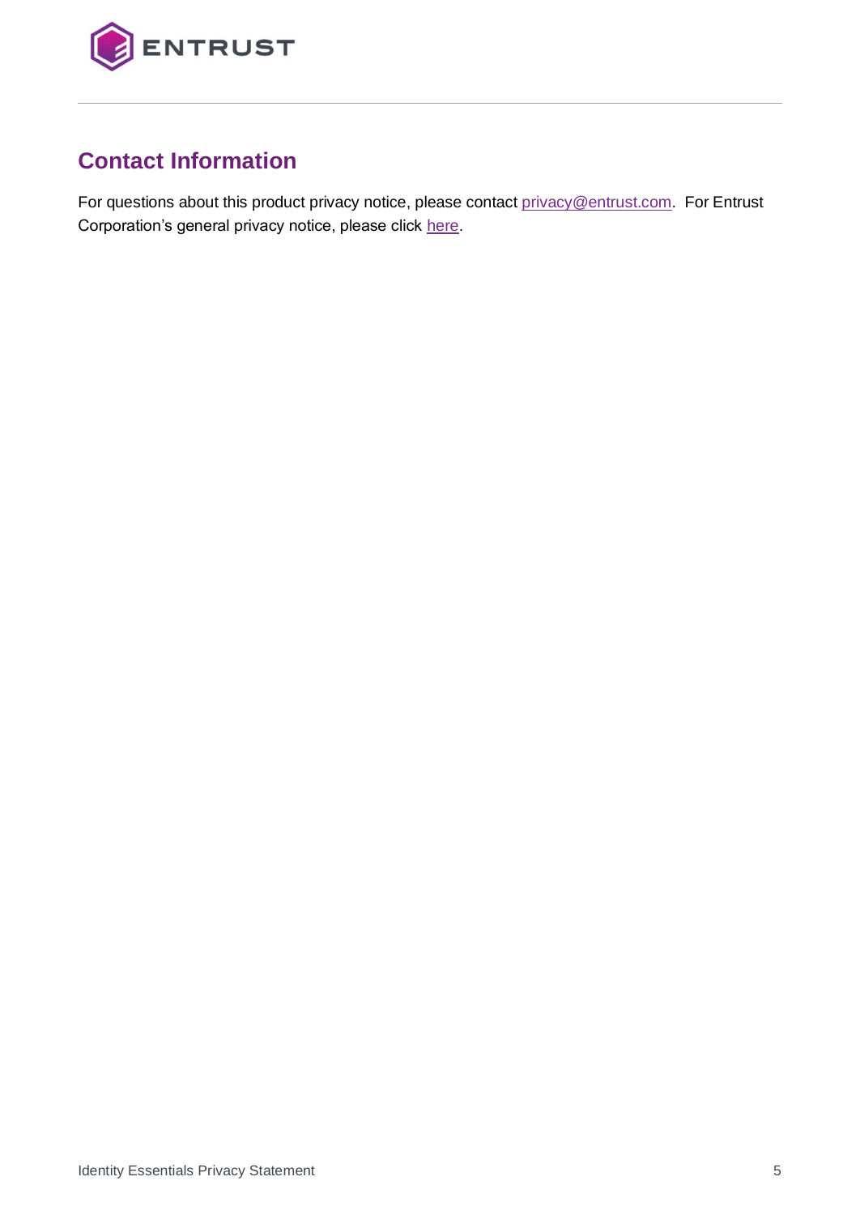## Contact Information

For questions about this product privacy notice, please contact privacy@entrust.com. For Entrust Corporation's general privacy notice, please click here.